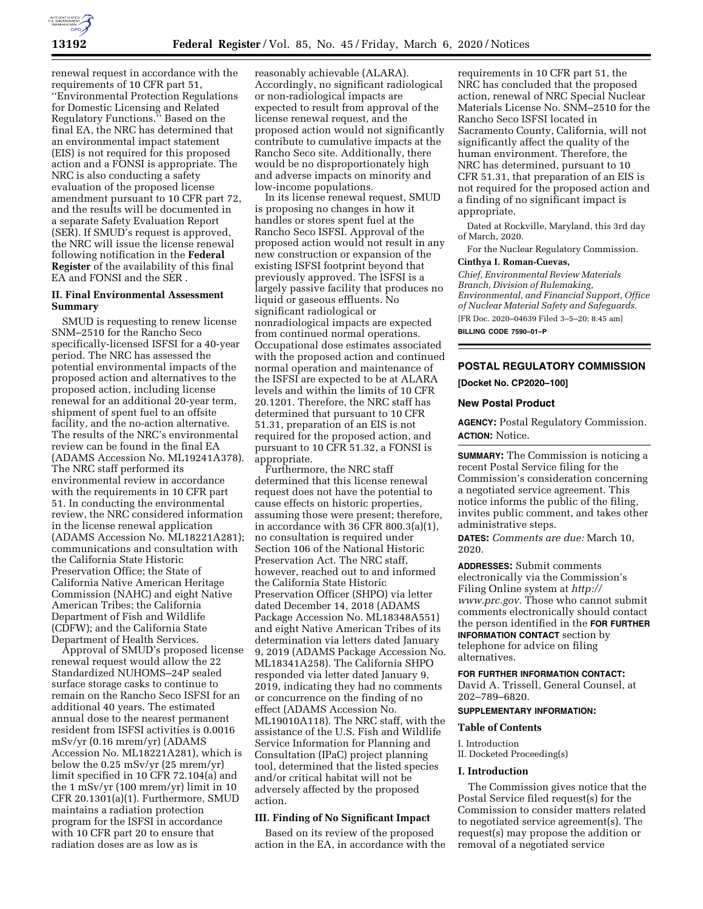renewal request in accordance with the requirements of 10 CFR part 51, ''Environmental Protection Regulations for Domestic Licensing and Related Regulatory Functions.'' Based on the final EA, the NRC has determined that an environmental impact statement (EIS) is not required for this proposed action and a FONSI is appropriate. The NRC is also conducting a safety evaluation of the proposed license amendment pursuant to 10 CFR part 72, and the results will be documented in a separate Safety Evaluation Report (SER). If SMUD's request is approved, the NRC will issue the license renewal following notification in the **Federal Register** of the availability of this final EA and FONSI and the SER .

### II. Final Environmental Assessment Summary

SMUD is requesting to renew license SNM–2510 for the Rancho Seco specifically-licensed ISFSI for a 40-year period. The NRC has assessed the potential environmental impacts of the proposed action and alternatives to the proposed action, including license renewal for an additional 20-year term, shipment of spent fuel to an offsite facility, and the no-action alternative. The results of the NRC's environmental review can be found in the final EA (ADAMS Accession No. ML19241A378). The NRC staff performed its environmental review in accordance with the requirements in 10 CFR part 51. In conducting the environmental review, the NRC considered information in the license renewal application (ADAMS Accession No. ML18221A281); communications and consultation with the California State Historic Preservation Office; the State of California Native American Heritage Commission (NAHC) and eight Native American Tribes; the California Department of Fish and Wildlife (CDFW); and the California State Department of Health Services.

Approval of SMUD's proposed license renewal request would allow the 22 Standardized NUHOMS–24P sealed surface storage casks to continue to remain on the Rancho Seco ISFSI for an additional 40 years. The estimated annual dose to the nearest permanent resident from ISFSI activities is 0.0016 mSv/yr (0.16 mrem/yr) (ADAMS Accession No. ML18221A281), which is below the 0.25 mSv/yr (25 mrem/yr) limit specified in 10 CFR 72.104(a) and the 1 mSv/yr (100 mrem/yr) limit in 10 CFR 20.1301(a)(1). Furthermore, SMUD maintains a radiation protection program for the ISFSI in accordance with 10 CFR part 20 to ensure that radiation doses are as low as is reasonably achievable (ALARA). Accordingly, no significant radiological or non-radiological impacts are expected to result from approval of the license renewal request, and the proposed action would not significantly contribute to cumulative impacts at the Rancho Seco site. Additionally, there would be no disproportionately high and adverse impacts on minority and low-income populations.

In its license renewal request, SMUD is proposing no changes in how it handles or stores spent fuel at the Rancho Seco ISFSI. Approval of the proposed action would not result in any new construction or expansion of the existing ISFSI footprint beyond that previously approved. The ISFSI is a largely passive facility that produces no liquid or gaseous effluents. No significant radiological or nonradiological impacts are expected from continued normal operations. Occupational dose estimates associated with the proposed action and continued normal operation and maintenance of the ISFSI are expected to be at ALARA levels and within the limits of 10 CFR 20.1201. Therefore, the NRC staff has determined that pursuant to 10 CFR 51.31, preparation of an EIS is not required for the proposed action, and pursuant to 10 CFR 51.32, a FONSI is appropriate.

Furthermore, the NRC staff determined that this license renewal request does not have the potential to cause effects on historic properties, assuming those were present; therefore, in accordance with 36 CFR 800.3(a)(1), no consultation is required under Section 106 of the National Historic Preservation Act. The NRC staff, however, reached out to and informed the California State Historic Preservation Officer (SHPO) via letter dated December 14, 2018 (ADAMS Package Accession No. ML18348A551) and eight Native American Tribes of its determination via letters dated January 9, 2019 (ADAMS Package Accession No. ML18341A258). The California SHPO responded via letter dated January 9, 2019, indicating they had no comments or concurrence on the finding of no effect (ADAMS Accession No. ML19010A118). The NRC staff, with the assistance of the U.S. Fish and Wildlife Service Information for Planning and Consultation (IPaC) project planning tool, determined that the listed species and/or critical habitat will not be adversely affected by the proposed action.

### III. Finding of No Significant Impact

Based on its review of the proposed action in the EA, in accordance with the requirements in 10 CFR part 51, the NRC has concluded that the proposed action, renewal of NRC Special Nuclear Materials License No. SNM–2510 for the Rancho Seco ISFSI located in Sacramento County, California, will not significantly affect the quality of the human environment. Therefore, the NRC has determined, pursuant to 10 CFR 51.31, that preparation of an EIS is not required for the proposed action and a finding of no significant impact is appropriate.

Dated at Rockville, Maryland, this 3rd day of March, 2020.

For the Nuclear Regulatory Commission.

**Cinthya I. Roman-Cuevas,**

*Chief, Environmental Review Materials Branch, Division of Rulemaking, Environmental, and Financial Support, Office of Nuclear Material Safety and Safeguards.*

[FR Doc. 2020–04639 Filed 3–5–20; 8:45 am]

**BILLING CODE 7590–01–P**

---

## POSTAL REGULATORY COMMISSION

**[Docket No. CP2020–100]**

### New Postal Product

**AGENCY:** Postal Regulatory Commission.

**ACTION:** Notice.

**SUMMARY:** The Commission is noticing a recent Postal Service filing for the Commission's consideration concerning a negotiated service agreement. This notice informs the public of the filing, invites public comment, and takes other administrative steps.

**DATES:** *Comments are due:* March 10, 2020.

**ADDRESSES:** Submit comments electronically via the Commission's Filing Online system at *http://www.prc.gov.* Those who cannot submit comments electronically should contact the person identified in the **FOR FURTHER INFORMATION CONTACT** section by telephone for advice on filing alternatives.

**FOR FURTHER INFORMATION CONTACT:** David A. Trissell, General Counsel, at 202–789–6820.

**SUPPLEMENTARY INFORMATION:**

#### Table of Contents

I. Introduction
II. Docketed Proceeding(s)

#### I. Introduction

The Commission gives notice that the Postal Service filed request(s) for the Commission to consider matters related to negotiated service agreement(s). The request(s) may propose the addition or removal of a negotiated service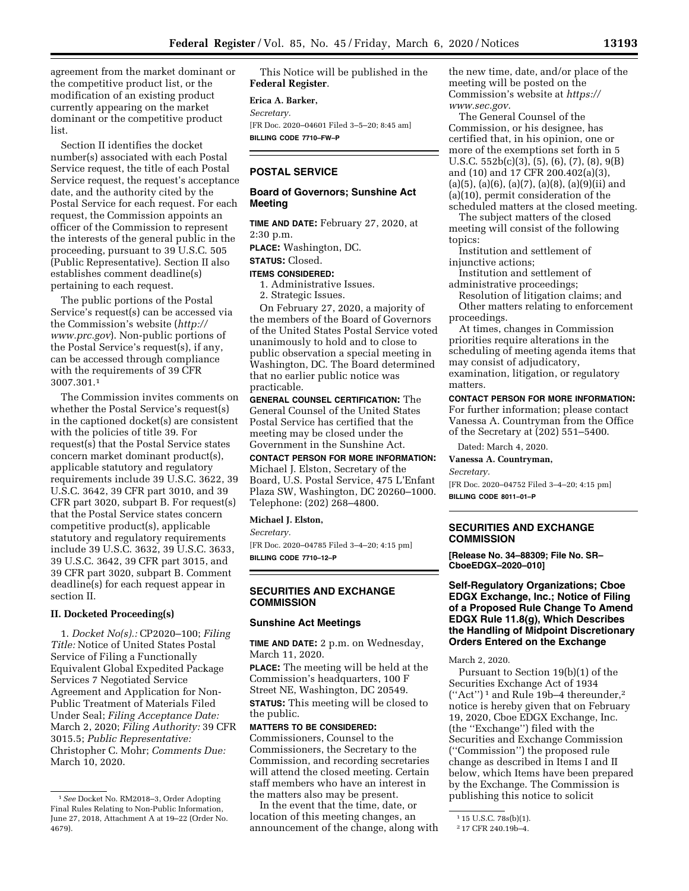agreement from the market dominant or the competitive product list, or the modification of an existing product currently appearing on the market dominant or the competitive product list.

Section II identifies the docket number(s) associated with each Postal Service request, the title of each Postal Service request, the request's acceptance date, and the authority cited by the Postal Service for each request. For each request, the Commission appoints an officer of the Commission to represent the interests of the general public in the proceeding, pursuant to 39 U.S.C. 505 (Public Representative). Section II also establishes comment deadline(s) pertaining to each request.

The public portions of the Postal Service's request(s) can be accessed via the Commission's website (*http://www.prc.gov*). Non-public portions of the Postal Service's request(s), if any, can be accessed through compliance with the requirements of 39 CFR 3007.301.[1]

The Commission invites comments on whether the Postal Service's request(s) in the captioned docket(s) are consistent with the policies of title 39. For request(s) that the Postal Service states concern market dominant product(s), applicable statutory and regulatory requirements include 39 U.S.C. 3622, 39 U.S.C. 3642, 39 CFR part 3010, and 39 CFR part 3020, subpart B. For request(s) that the Postal Service states concern competitive product(s), applicable statutory and regulatory requirements include 39 U.S.C. 3632, 39 U.S.C. 3633, 39 U.S.C. 3642, 39 CFR part 3015, and 39 CFR part 3020, subpart B. Comment deadline(s) for each request appear in section II.

### II. Docketed Proceeding(s)

1. *Docket No(s).:* CP2020–100; *Filing Title:* Notice of United States Postal Service of Filing a Functionally Equivalent Global Expedited Package Services 7 Negotiated Service Agreement and Application for Non-Public Treatment of Materials Filed Under Seal; *Filing Acceptance Date:* March 2, 2020; *Filing Authority:* 39 CFR 3015.5; *Public Representative:* Christopher C. Mohr; *Comments Due:* March 10, 2020.

This Notice will be published in the **Federal Register**.

**Erica A. Barker,**

*Secretary.*

[FR Doc. 2020–04601 Filed 3–5–20; 8:45 am]

**BILLING CODE 7710–FW–P**

[1] *See* Docket No. RM2018–3, Order Adopting Final Rules Relating to Non-Public Information, June 27, 2018, Attachment A at 19–22 (Order No. 4679).

## POSTAL SERVICE

### Board of Governors; Sunshine Act Meeting

**TIME AND DATE:** February 27, 2020, at 2:30 p.m.

**PLACE:** Washington, DC.

**STATUS:** Closed.

**ITEMS CONSIDERED:**

1. Administrative Issues.
2. Strategic Issues.

On February 27, 2020, a majority of the members of the Board of Governors of the United States Postal Service voted unanimously to hold and to close to public observation a special meeting in Washington, DC. The Board determined that no earlier public notice was practicable.

**GENERAL COUNSEL CERTIFICATION:** The General Counsel of the United States Postal Service has certified that the meeting may be closed under the Government in the Sunshine Act.

**CONTACT PERSON FOR MORE INFORMATION:** Michael J. Elston, Secretary of the Board, U.S. Postal Service, 475 L'Enfant Plaza SW, Washington, DC 20260–1000. Telephone: (202) 268–4800.

**Michael J. Elston,**

*Secretary.*

[FR Doc. 2020–04785 Filed 3–4–20; 4:15 pm]

**BILLING CODE 7710–12–P**

## SECURITIES AND EXCHANGE COMMISSION

### Sunshine Act Meetings

**TIME AND DATE:** 2 p.m. on Wednesday, March 11, 2020.

**PLACE:** The meeting will be held at the Commission's headquarters, 100 F Street NE, Washington, DC 20549.

**STATUS:** This meeting will be closed to the public.

**MATTERS TO BE CONSIDERED:** Commissioners, Counsel to the Commissioners, the Secretary to the Commission, and recording secretaries will attend the closed meeting. Certain staff members who have an interest in the matters also may be present.

In the event that the time, date, or location of this meeting changes, an announcement of the change, along with the new time, date, and/or place of the meeting will be posted on the Commission's website at *https://www.sec.gov*.

The General Counsel of the Commission, or his designee, has certified that, in his opinion, one or more of the exemptions set forth in 5 U.S.C. 552b(c)(3), (5), (6), (7), (8), 9(B) and (10) and 17 CFR 200.402(a)(3), (a)(5), (a)(6), (a)(7), (a)(8), (a)(9)(ii) and (a)(10), permit consideration of the scheduled matters at the closed meeting.

The subject matters of the closed meeting will consist of the following topics:

Institution and settlement of injunctive actions;

Institution and settlement of administrative proceedings;

Resolution of litigation claims; and

Other matters relating to enforcement proceedings.

At times, changes in Commission priorities require alterations in the scheduling of meeting agenda items that may consist of adjudicatory, examination, litigation, or regulatory matters.

**CONTACT PERSON FOR MORE INFORMATION:** For further information; please contact Vanessa A. Countryman from the Office of the Secretary at (202) 551–5400.

Dated: March 4, 2020.

**Vanessa A. Countryman,**

*Secretary.*

[FR Doc. 2020–04752 Filed 3–4–20; 4:15 pm]

**BILLING CODE 8011–01–P**

## SECURITIES AND EXCHANGE COMMISSION

**[Release No. 34–88309; File No. SR–CboeEDGX–2020–010]**

### Self-Regulatory Organizations; Cboe EDGX Exchange, Inc.; Notice of Filing of a Proposed Rule Change To Amend EDGX Rule 11.8(g), Which Describes the Handling of Midpoint Discretionary Orders Entered on the Exchange

March 2, 2020.

Pursuant to Section 19(b)(1) of the Securities Exchange Act of 1934 ("Act")[1] and Rule 19b–4 thereunder,[2] notice is hereby given that on February 19, 2020, Cboe EDGX Exchange, Inc. (the "Exchange") filed with the Securities and Exchange Commission ("Commission") the proposed rule change as described in Items I and II below, which Items have been prepared by the Exchange. The Commission is publishing this notice to solicit

[1] 15 U.S.C. 78s(b)(1).

[2] 17 CFR 240.19b–4.